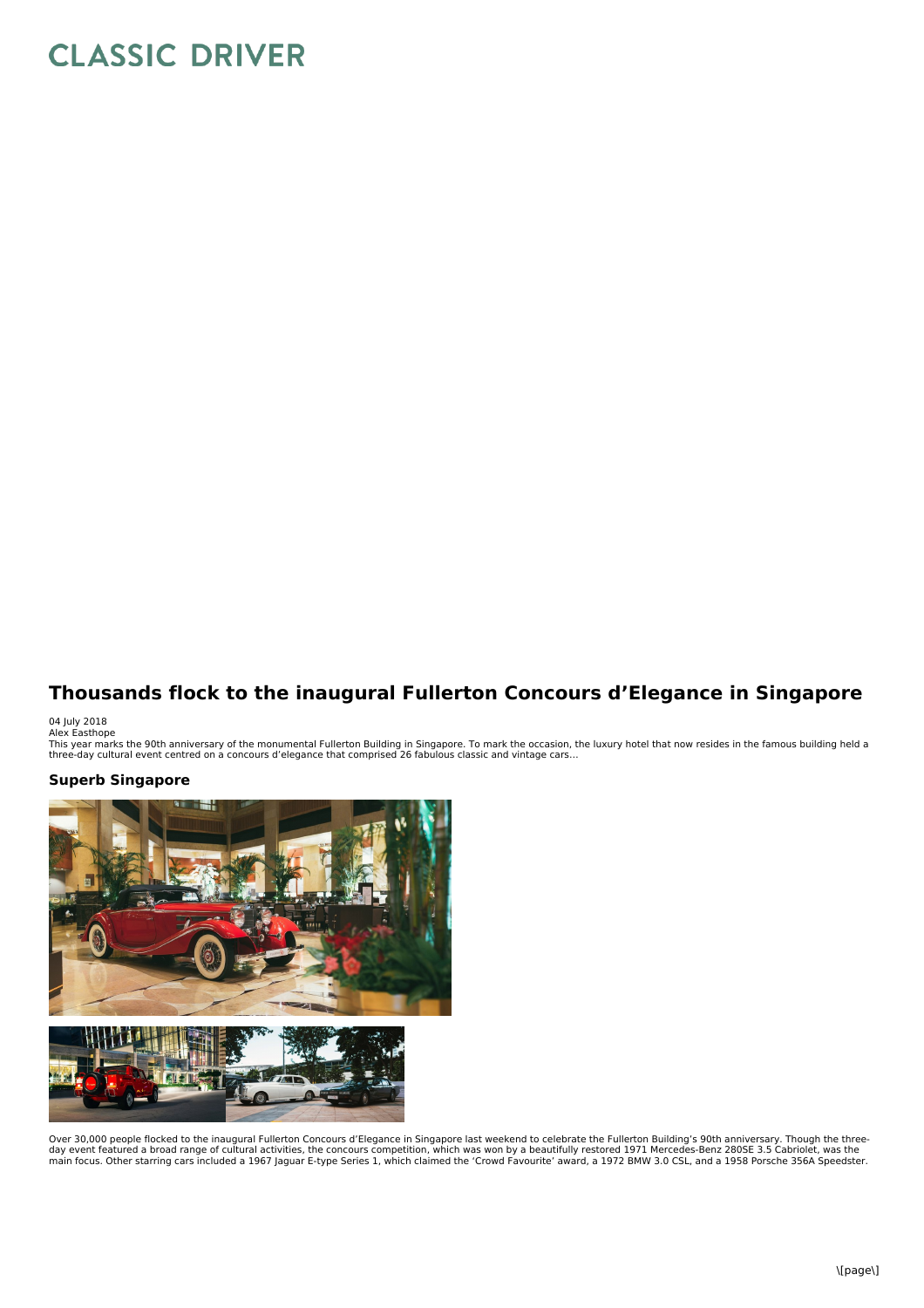# Thousands flock to the inaugural Fullerton Concours d'Elegance in Singapore

04 July 2018
Alex Easthope
This year marks the 90th anniversary of the monumental Fullerton Building in Singapore. To mark the occasion, the luxury hotel that now resides in the famous building held a three-day cultural event centred on a concours d'elegance that comprised 26 fabulous classic and vintage cars...

## Superb Singapore

Over 30,000 people flocked to the inaugural Fullerton Concours d'Elegance in Singapore last weekend to celebrate the Fullerton Building's 90th anniversary. Though the three-day event featured a broad range of cultural activities, the concours competition, which was won by a beautifully restored 1971 Mercedes-Benz 280SE 3.5 Cabriolet, was the main focus. Other starring cars included a 1967 Jaguar E-type Series 1, which claimed the 'Crowd Favourite' award, a 1972 BMW 3.0 CSL, and a 1958 Porsche 356A Speedster.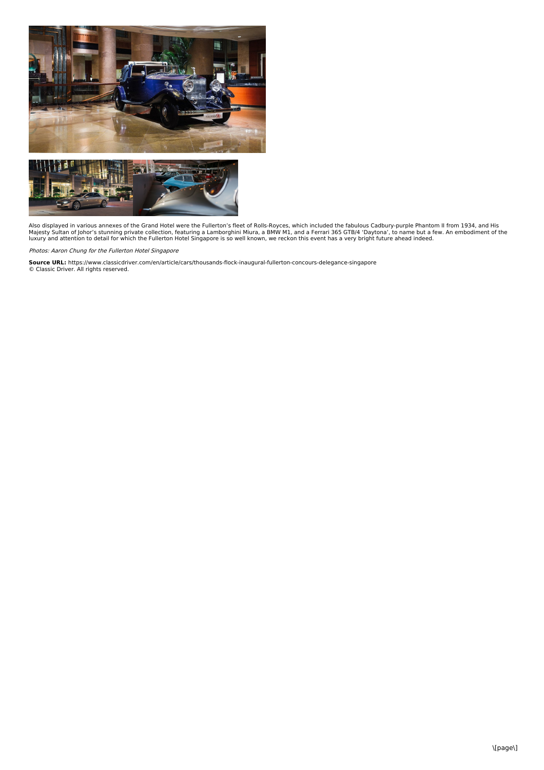Also displayed in various annexes of the Grand Hotel were the Fullerton's fleet of Rolls-Royces, which included the fabulous Cadbury-purple Phantom II from 1934, and His Majesty Sultan of Johor's stunning private collection, featuring a Lamborghini Miura, a BMW M1, and a Ferrari 365 GTB/4 'Daytona', to name but a few. An embodiment of the luxury and attention to detail for which the Fullerton Hotel Singapore is so well known, we reckon this event has a very bright future ahead indeed.

*Photos: Aaron Chung for the Fullerton Hotel Singapore*

**Source URL:** https://www.classicdriver.com/en/article/cars/thousands-flock-inaugural-fullerton-concours-delegance-singapore
© Classic Driver. All rights reserved.